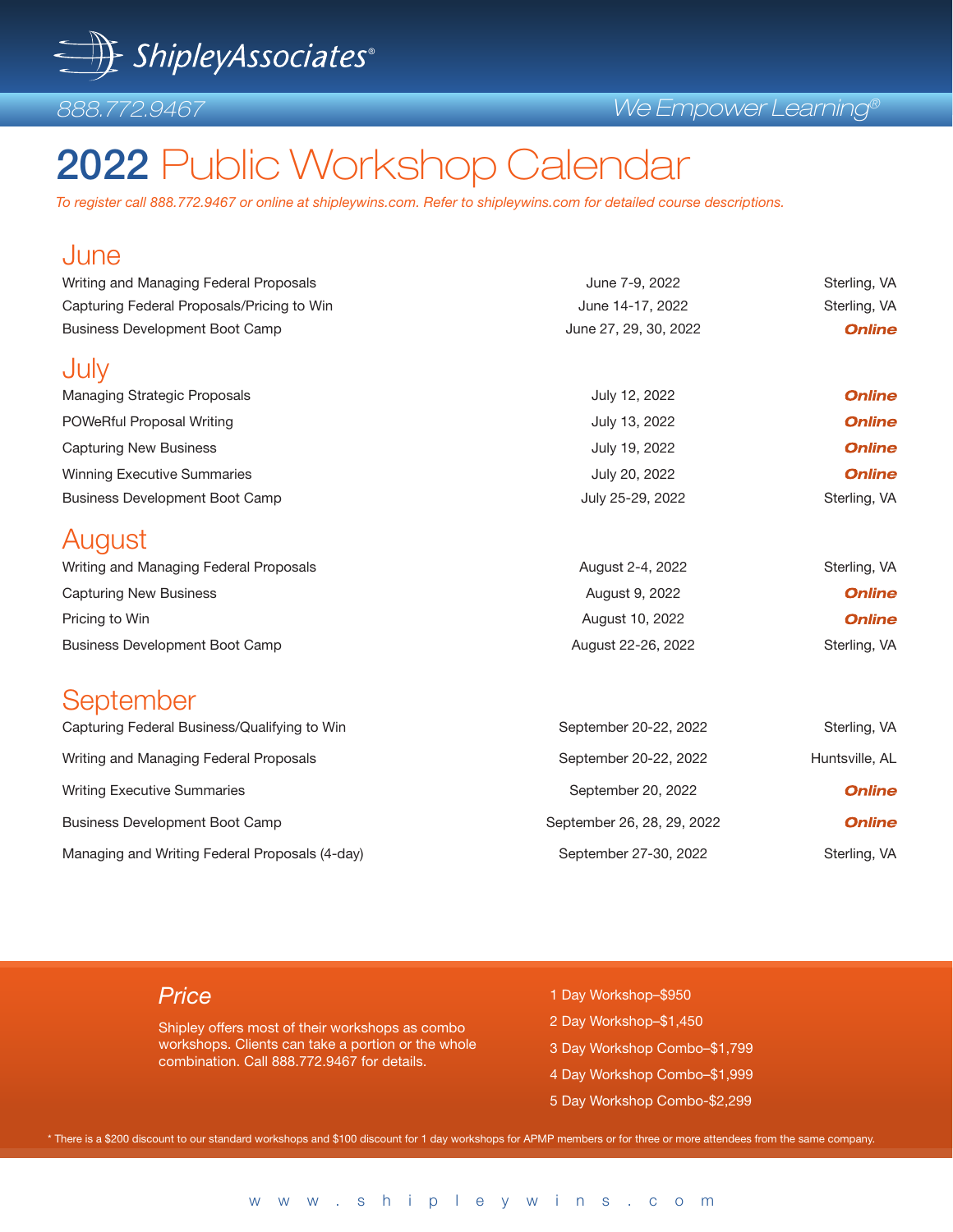ShipleyAssociates®

888.772.9467

We Empower Learning®

# 2022 Public Workshop Calendar

*To register call 888.772.9467 or online at shipleywins.com. Refer to shipleywins.com for detailed course descriptions.*

## June

| Workshop | Date | Location |
|---|---|---|
| Writing and Managing Federal Proposals | June 7-9, 2022 | Sterling, VA |
| Capturing Federal Proposals/Pricing to Win | June 14-17, 2022 | Sterling, VA |
| Business Development Boot Camp | June 27, 29, 30, 2022 | ***Online*** |

## July

| Workshop | Date | Location |
|---|---|---|
| Managing Strategic Proposals | July 12, 2022 | ***Online*** |
| POWeRful Proposal Writing | July 13, 2022 | ***Online*** |
| Capturing New Business | July 19, 2022 | ***Online*** |
| Winning Executive Summaries | July 20, 2022 | ***Online*** |
| Business Development Boot Camp | July 25-29, 2022 | Sterling, VA |

## August

| Workshop | Date | Location |
|---|---|---|
| Writing and Managing Federal Proposals | August 2-4, 2022 | Sterling, VA |
| Capturing New Business | August 9, 2022 | ***Online*** |
| Pricing to Win | August 10, 2022 | ***Online*** |
| Business Development Boot Camp | August 22-26, 2022 | Sterling, VA |

## September

| Workshop | Date | Location |
|---|---|---|
| Capturing Federal Business/Qualifying to Win | September 20-22, 2022 | Sterling, VA |
| Writing and Managing Federal Proposals | September 20-22, 2022 | Huntsville, AL |
| Writing Executive Summaries | September 20, 2022 | ***Online*** |
| Business Development Boot Camp | September 26, 28, 29, 2022 | ***Online*** |
| Managing and Writing Federal Proposals (4-day) | September 27-30, 2022 | Sterling, VA |

### *Price*

Shipley offers most of their workshops as combo workshops. Clients can take a portion or the whole combination. Call 888.772.9467 for details.

- 1 Day Workshop–$950
- 2 Day Workshop–$1,450
- 3 Day Workshop Combo–$1,799
- 4 Day Workshop Combo–$1,999
- 5 Day Workshop Combo-$2,299

\* There is a $200 discount to our standard workshops and $100 discount for 1 day workshops for APMP members or for three or more attendees from the same company.

www.shipleywins.com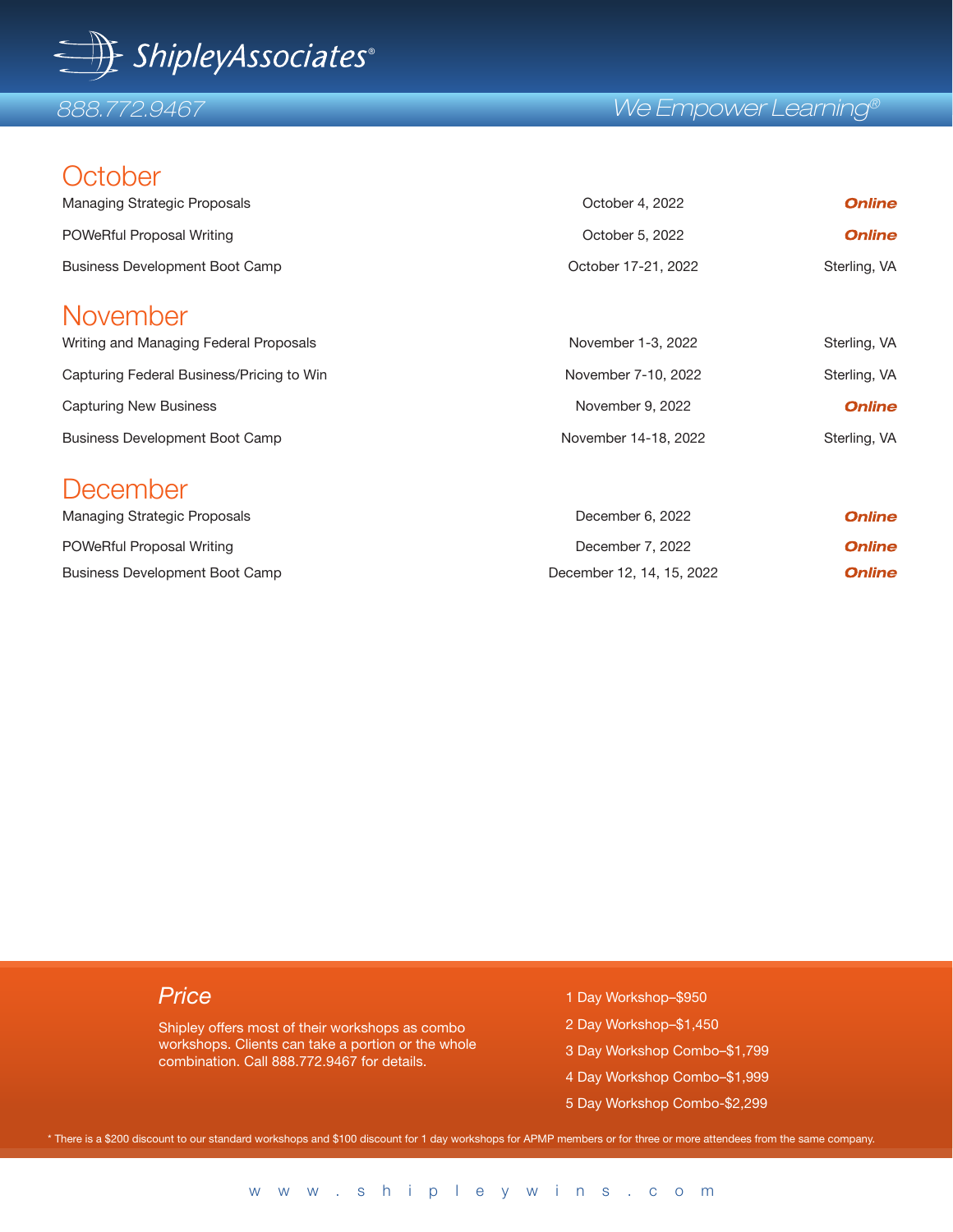ShipleyAssociates®

888.772.9467

We Empower Learning®

## October

| | | |
|---|---|---|
| Managing Strategic Proposals | October 4, 2022 | ***Online*** |
| POWeRful Proposal Writing | October 5, 2022 | ***Online*** |
| Business Development Boot Camp | October 17-21, 2022 | Sterling, VA |

## November

| | | |
|---|---|---|
| Writing and Managing Federal Proposals | November 1-3, 2022 | Sterling, VA |
| Capturing Federal Business/Pricing to Win | November 7-10, 2022 | Sterling, VA |
| Capturing New Business | November 9, 2022 | ***Online*** |
| Business Development Boot Camp | November 14-18, 2022 | Sterling, VA |

## December

| | | |
|---|---|---|
| Managing Strategic Proposals | December 6, 2022 | ***Online*** |
| POWeRful Proposal Writing | December 7, 2022 | ***Online*** |
| Business Development Boot Camp | December 12, 14, 15, 2022 | ***Online*** |

## *Price*

Shipley offers most of their workshops as combo workshops. Clients can take a portion or the whole combination. Call 888.772.9467 for details.

- 1 Day Workshop–$950
- 2 Day Workshop–$1,450
- 3 Day Workshop Combo–$1,799
- 4 Day Workshop Combo–$1,999
- 5 Day Workshop Combo-$2,299

* There is a $200 discount to our standard workshops and $100 discount for 1 day workshops for APMP members or for three or more attendees from the same company.

www.shipleywins.com